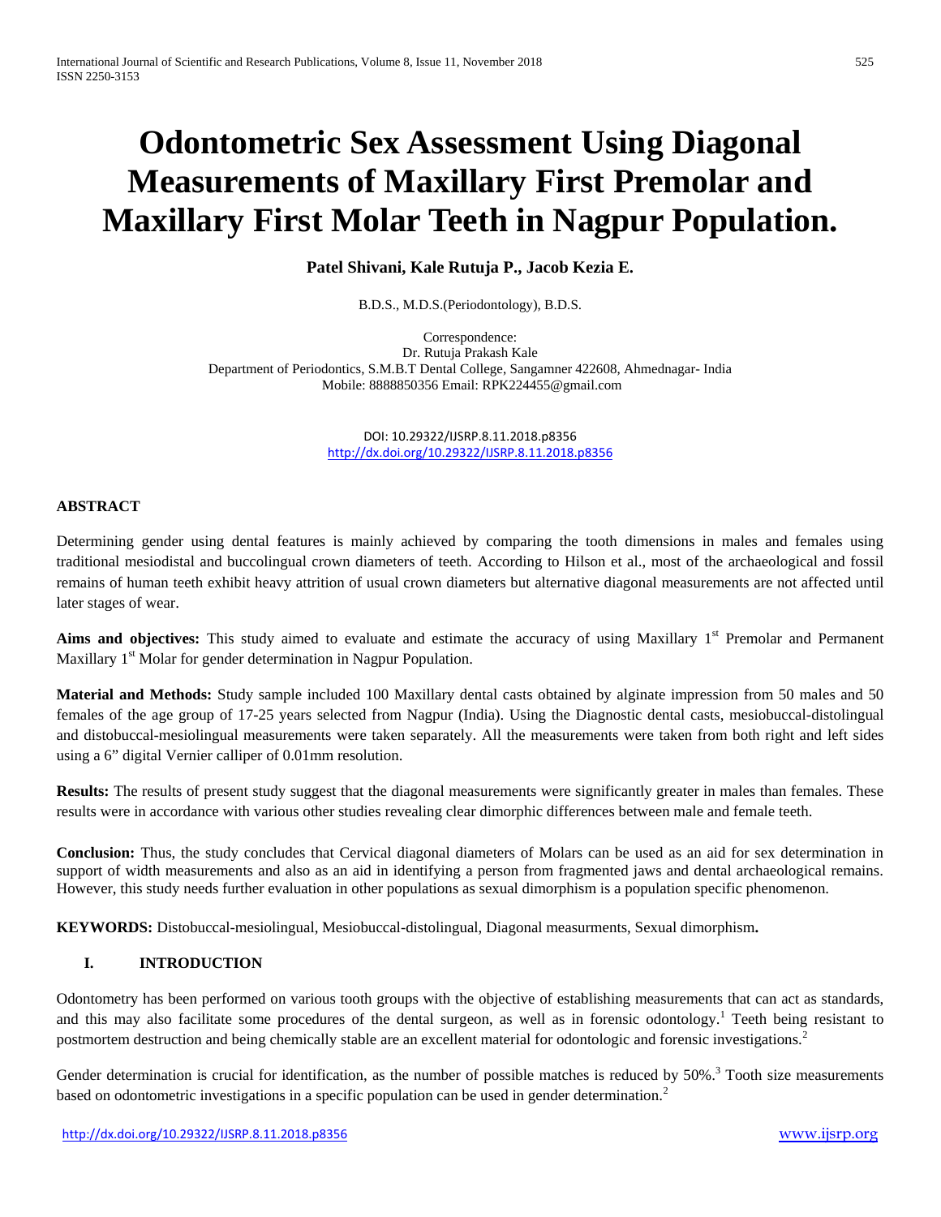# Odontometric Sex Assessment Using Diagonal Measurements of Maxillary First Premolar and Maxillary First Molar Teeth in Nagpur Population.

**Patel Shivani, Kale Rutuja P., Jacob Kezia E.**

B.D.S., M.D.S.(Periodontology), B.D.S.

Correspondence:
Dr. Rutuja Prakash Kale
Department of Periodontics, S.M.B.T Dental College, Sangamner 422608, Ahmednagar- India
Mobile: 8888850356 Email: RPK224455@gmail.com

DOI: 10.29322/IJSRP.8.11.2018.p8356
http://dx.doi.org/10.29322/IJSRP.8.11.2018.p8356

## ABSTRACT

Determining gender using dental features is mainly achieved by comparing the tooth dimensions in males and females using traditional mesiodistal and buccolingual crown diameters of teeth. According to Hilson et al., most of the archaeological and fossil remains of human teeth exhibit heavy attrition of usual crown diameters but alternative diagonal measurements are not affected until later stages of wear.

**Aims and objectives:** This study aimed to evaluate and estimate the accuracy of using Maxillary 1st Premolar and Permanent Maxillary 1st Molar for gender determination in Nagpur Population.

**Material and Methods:** Study sample included 100 Maxillary dental casts obtained by alginate impression from 50 males and 50 females of the age group of 17-25 years selected from Nagpur (India). Using the Diagnostic dental casts, mesiobuccal-distolingual and distobuccal-mesiolingual measurements were taken separately. All the measurements were taken from both right and left sides using a 6" digital Vernier calliper of 0.01mm resolution.

**Results:** The results of present study suggest that the diagonal measurements were significantly greater in males than females. These results were in accordance with various other studies revealing clear dimorphic differences between male and female teeth.

**Conclusion:** Thus, the study concludes that Cervical diagonal diameters of Molars can be used as an aid for sex determination in support of width measurements and also as an aid in identifying a person from fragmented jaws and dental archaeological remains. However, this study needs further evaluation in other populations as sexual dimorphism is a population specific phenomenon.

**KEYWORDS:** Distobuccal-mesiolingual, Mesiobuccal-distolingual, Diagonal measurments, Sexual dimorphism**.**

## I. INTRODUCTION

Odontometry has been performed on various tooth groups with the objective of establishing measurements that can act as standards, and this may also facilitate some procedures of the dental surgeon, as well as in forensic odontology.[1] Teeth being resistant to postmortem destruction and being chemically stable are an excellent material for odontologic and forensic investigations.[2]

Gender determination is crucial for identification, as the number of possible matches is reduced by 50%.[3] Tooth size measurements based on odontometric investigations in a specific population can be used in gender determination.[2]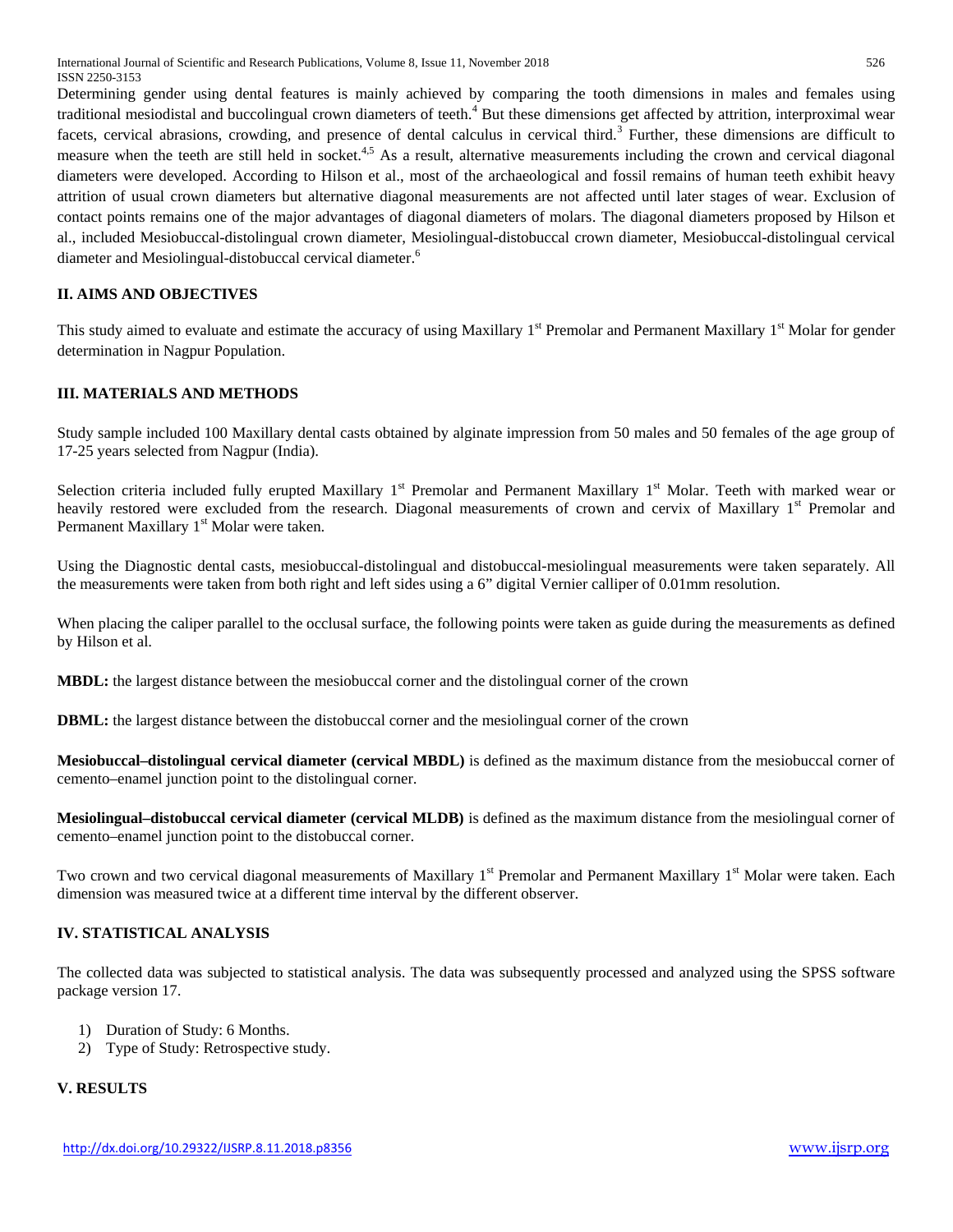Determining gender using dental features is mainly achieved by comparing the tooth dimensions in males and females using traditional mesiodistal and buccolingual crown diameters of teeth.[4] But these dimensions get affected by attrition, interproximal wear facets, cervical abrasions, crowding, and presence of dental calculus in cervical third.[3] Further, these dimensions are difficult to measure when the teeth are still held in socket.[4,5] As a result, alternative measurements including the crown and cervical diagonal diameters were developed. According to Hilson et al., most of the archaeological and fossil remains of human teeth exhibit heavy attrition of usual crown diameters but alternative diagonal measurements are not affected until later stages of wear. Exclusion of contact points remains one of the major advantages of diagonal diameters of molars. The diagonal diameters proposed by Hilson et al., included Mesiobuccal-distolingual crown diameter, Mesiolingual-distobuccal crown diameter, Mesiobuccal-distolingual cervical diameter and Mesiolingual-distobuccal cervical diameter.[6]

## II. AIMS AND OBJECTIVES

This study aimed to evaluate and estimate the accuracy of using Maxillary 1st Premolar and Permanent Maxillary 1st Molar for gender determination in Nagpur Population.

## III. MATERIALS AND METHODS

Study sample included 100 Maxillary dental casts obtained by alginate impression from 50 males and 50 females of the age group of 17-25 years selected from Nagpur (India).

Selection criteria included fully erupted Maxillary 1st Premolar and Permanent Maxillary 1st Molar. Teeth with marked wear or heavily restored were excluded from the research. Diagonal measurements of crown and cervix of Maxillary 1st Premolar and Permanent Maxillary 1st Molar were taken.

Using the Diagnostic dental casts, mesiobuccal-distolingual and distobuccal-mesiolingual measurements were taken separately. All the measurements were taken from both right and left sides using a 6" digital Vernier calliper of 0.01mm resolution.

When placing the caliper parallel to the occlusal surface, the following points were taken as guide during the measurements as defined by Hilson et al.

**MBDL:** the largest distance between the mesiobuccal corner and the distolingual corner of the crown

**DBML:** the largest distance between the distobuccal corner and the mesiolingual corner of the crown

**Mesiobuccal–distolingual cervical diameter (cervical MBDL)** is defined as the maximum distance from the mesiobuccal corner of cemento–enamel junction point to the distolingual corner.

**Mesiolingual–distobuccal cervical diameter (cervical MLDB)** is defined as the maximum distance from the mesiolingual corner of cemento–enamel junction point to the distobuccal corner.

Two crown and two cervical diagonal measurements of Maxillary 1st Premolar and Permanent Maxillary 1st Molar were taken. Each dimension was measured twice at a different time interval by the different observer.

## IV. STATISTICAL ANALYSIS

The collected data was subjected to statistical analysis. The data was subsequently processed and analyzed using the SPSS software package version 17.

1) Duration of Study: 6 Months.
2) Type of Study: Retrospective study.

## V. RESULTS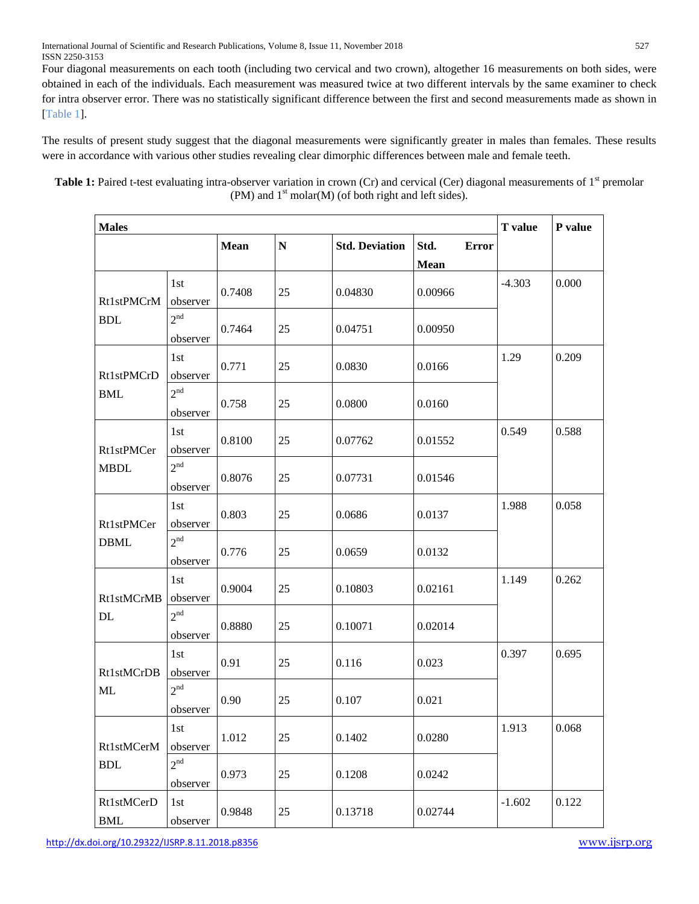Four diagonal measurements on each tooth (including two cervical and two crown), altogether 16 measurements on both sides, were obtained in each of the individuals. Each measurement was measured twice at two different intervals by the same examiner to check for intra observer error. There was no statistically significant difference between the first and second measurements made as shown in [Table 1].

The results of present study suggest that the diagonal measurements were significantly greater in males than females. These results were in accordance with various other studies revealing clear dimorphic differences between male and female teeth.

**Table 1:** Paired t-test evaluating intra-observer variation in crown (Cr) and cervical (Cer) diagonal measurements of 1st premolar (PM) and 1st molar(M) (of both right and left sides).

| **Males** | | | | | | **T value** | **P value** |
|---|---|---|---|---|---|---|---|
| | | **Mean** | **N** | **Std. Deviation** | **Std. Error Mean** | | |
| Rt1stPMCrMBDL | 1st observer | 0.7408 | 25 | 0.04830 | 0.00966 | -4.303 | 0.000 |
| | 2nd observer | 0.7464 | 25 | 0.04751 | 0.00950 | | |
| Rt1stPMCrDBML | 1st observer | 0.771 | 25 | 0.0830 | 0.0166 | 1.29 | 0.209 |
| | 2nd observer | 0.758 | 25 | 0.0800 | 0.0160 | | |
| Rt1stPMCerMBDL | 1st observer | 0.8100 | 25 | 0.07762 | 0.01552 | 0.549 | 0.588 |
| | 2nd observer | 0.8076 | 25 | 0.07731 | 0.01546 | | |
| Rt1stPMCerDBML | 1st observer | 0.803 | 25 | 0.0686 | 0.0137 | 1.988 | 0.058 |
| | 2nd observer | 0.776 | 25 | 0.0659 | 0.0132 | | |
| Rt1stMCrMBDL | 1st observer | 0.9004 | 25 | 0.10803 | 0.02161 | 1.149 | 0.262 |
| | 2nd observer | 0.8880 | 25 | 0.10071 | 0.02014 | | |
| Rt1stMCrDBML | 1st observer | 0.91 | 25 | 0.116 | 0.023 | 0.397 | 0.695 |
| | 2nd observer | 0.90 | 25 | 0.107 | 0.021 | | |
| Rt1stMCerMBDL | 1st observer | 1.012 | 25 | 0.1402 | 0.0280 | 1.913 | 0.068 |
| | 2nd observer | 0.973 | 25 | 0.1208 | 0.0242 | | |
| Rt1stMCerDBML | 1st observer | 0.9848 | 25 | 0.13718 | 0.02744 | -1.602 | 0.122 |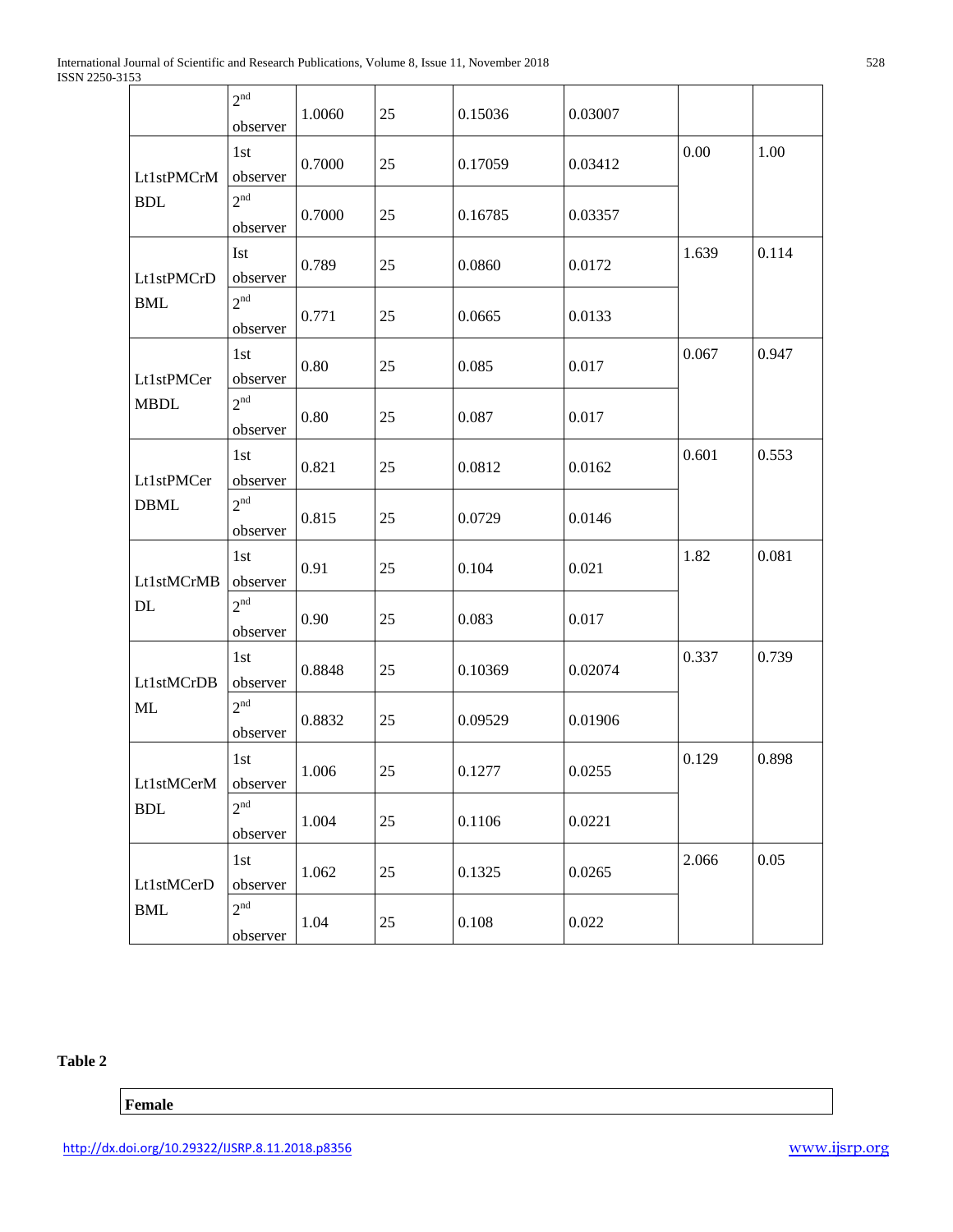| | | | | | | | |
|---|---|---|---|---|---|---|---|
| | 2nd observer | 1.0060 | 25 | 0.15036 | 0.03007 | | |
| Lt1stPMCrMBDL | 1st observer | 0.7000 | 25 | 0.17059 | 0.03412 | 0.00 | 1.00 |
| | 2nd observer | 0.7000 | 25 | 0.16785 | 0.03357 | | |
| Lt1stPMCrDBML | Ist observer | 0.789 | 25 | 0.0860 | 0.0172 | 1.639 | 0.114 |
| | 2nd observer | 0.771 | 25 | 0.0665 | 0.0133 | | |
| Lt1stPMCerMBDL | 1st observer | 0.80 | 25 | 0.085 | 0.017 | 0.067 | 0.947 |
| | 2nd observer | 0.80 | 25 | 0.087 | 0.017 | | |
| Lt1stPMCerDBML | 1st observer | 0.821 | 25 | 0.0812 | 0.0162 | 0.601 | 0.553 |
| | 2nd observer | 0.815 | 25 | 0.0729 | 0.0146 | | |
| Lt1stMCrMBDL | 1st observer | 0.91 | 25 | 0.104 | 0.021 | 1.82 | 0.081 |
| | 2nd observer | 0.90 | 25 | 0.083 | 0.017 | | |
| Lt1stMCrDBML | 1st observer | 0.8848 | 25 | 0.10369 | 0.02074 | 0.337 | 0.739 |
| | 2nd observer | 0.8832 | 25 | 0.09529 | 0.01906 | | |
| Lt1stMCerMBDL | 1st observer | 1.006 | 25 | 0.1277 | 0.0255 | 0.129 | 0.898 |
| | 2nd observer | 1.004 | 25 | 0.1106 | 0.0221 | | |
| Lt1stMCerDBML | 1st observer | 1.062 | 25 | 0.1325 | 0.0265 | 2.066 | 0.05 |
| | 2nd observer | 1.04 | 25 | 0.108 | 0.022 | | |

**Table 2**

| **Female** |
|---|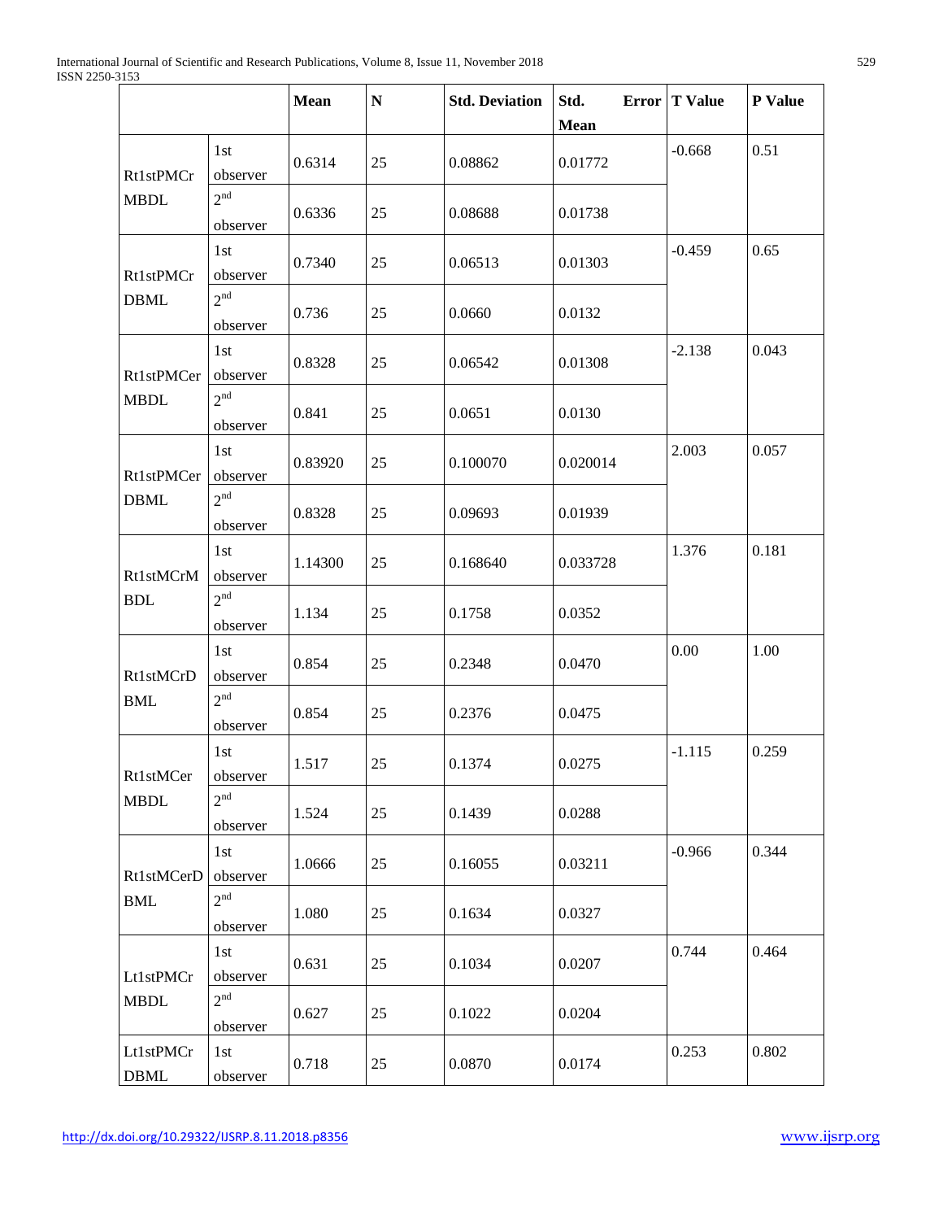| | | Mean | N | Std. Deviation | Std. Error Mean | T Value | P Value |
|---|---|---|---|---|---|---|---|
| Rt1stPMCr MBDL | 1st observer | 0.6314 | 25 | 0.08862 | 0.01772 | -0.668 | 0.51 |
| | 2nd observer | 0.6336 | 25 | 0.08688 | 0.01738 | | |
| Rt1stPMCr DBML | 1st observer | 0.7340 | 25 | 0.06513 | 0.01303 | -0.459 | 0.65 |
| | 2nd observer | 0.736 | 25 | 0.0660 | 0.0132 | | |
| Rt1stPMCer MBDL | 1st observer | 0.8328 | 25 | 0.06542 | 0.01308 | -2.138 | 0.043 |
| | 2nd observer | 0.841 | 25 | 0.0651 | 0.0130 | | |
| Rt1stPMCer DBML | 1st observer | 0.83920 | 25 | 0.100070 | 0.020014 | 2.003 | 0.057 |
| | 2nd observer | 0.8328 | 25 | 0.09693 | 0.01939 | | |
| Rt1stMCrMBDL | 1st observer | 1.14300 | 25 | 0.168640 | 0.033728 | 1.376 | 0.181 |
| | 2nd observer | 1.134 | 25 | 0.1758 | 0.0352 | | |
| Rt1stMCrDBML | 1st observer | 0.854 | 25 | 0.2348 | 0.0470 | 0.00 | 1.00 |
| | 2nd observer | 0.854 | 25 | 0.2376 | 0.0475 | | |
| Rt1stMCer MBDL | 1st observer | 1.517 | 25 | 0.1374 | 0.0275 | -1.115 | 0.259 |
| | 2nd observer | 1.524 | 25 | 0.1439 | 0.0288 | | |
| Rt1stMCerDBML | 1st observer | 1.0666 | 25 | 0.16055 | 0.03211 | -0.966 | 0.344 |
| | 2nd observer | 1.080 | 25 | 0.1634 | 0.0327 | | |
| Lt1stPMCr MBDL | 1st observer | 0.631 | 25 | 0.1034 | 0.0207 | 0.744 | 0.464 |
| | 2nd observer | 0.627 | 25 | 0.1022 | 0.0204 | | |
| Lt1stPMCr DBML | 1st observer | 0.718 | 25 | 0.0870 | 0.0174 | 0.253 | 0.802 |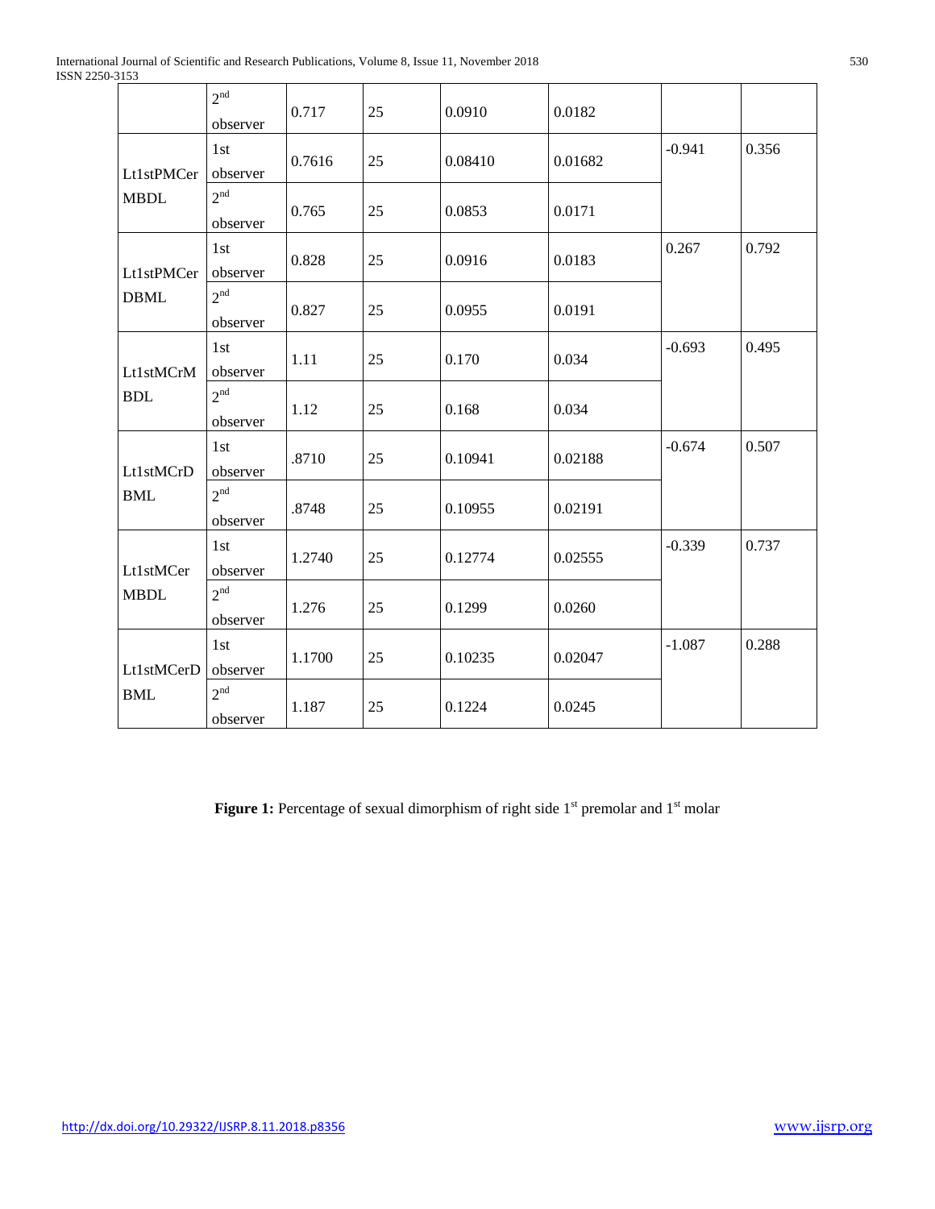| | | | | | | | |
|---|---|---|---|---|---|---|---|
| | 2nd observer | 0.717 | 25 | 0.0910 | 0.0182 | | |
| Lt1stPMCer MBDL | 1st observer | 0.7616 | 25 | 0.08410 | 0.01682 | -0.941 | 0.356 |
| | 2nd observer | 0.765 | 25 | 0.0853 | 0.0171 | | |
| Lt1stPMCer DBML | 1st observer | 0.828 | 25 | 0.0916 | 0.0183 | 0.267 | 0.792 |
| | 2nd observer | 0.827 | 25 | 0.0955 | 0.0191 | | |
| Lt1stMCrM BDL | 1st observer | 1.11 | 25 | 0.170 | 0.034 | -0.693 | 0.495 |
| | 2nd observer | 1.12 | 25 | 0.168 | 0.034 | | |
| Lt1stMCrD BML | 1st observer | .8710 | 25 | 0.10941 | 0.02188 | -0.674 | 0.507 |
| | 2nd observer | .8748 | 25 | 0.10955 | 0.02191 | | |
| Lt1stMCer MBDL | 1st observer | 1.2740 | 25 | 0.12774 | 0.02555 | -0.339 | 0.737 |
| | 2nd observer | 1.276 | 25 | 0.1299 | 0.0260 | | |
| Lt1stMCerD BML | 1st observer | 1.1700 | 25 | 0.10235 | 0.02047 | -1.087 | 0.288 |
| | 2nd observer | 1.187 | 25 | 0.1224 | 0.0245 | | |

**Figure 1:** Percentage of sexual dimorphism of right side 1st premolar and 1st molar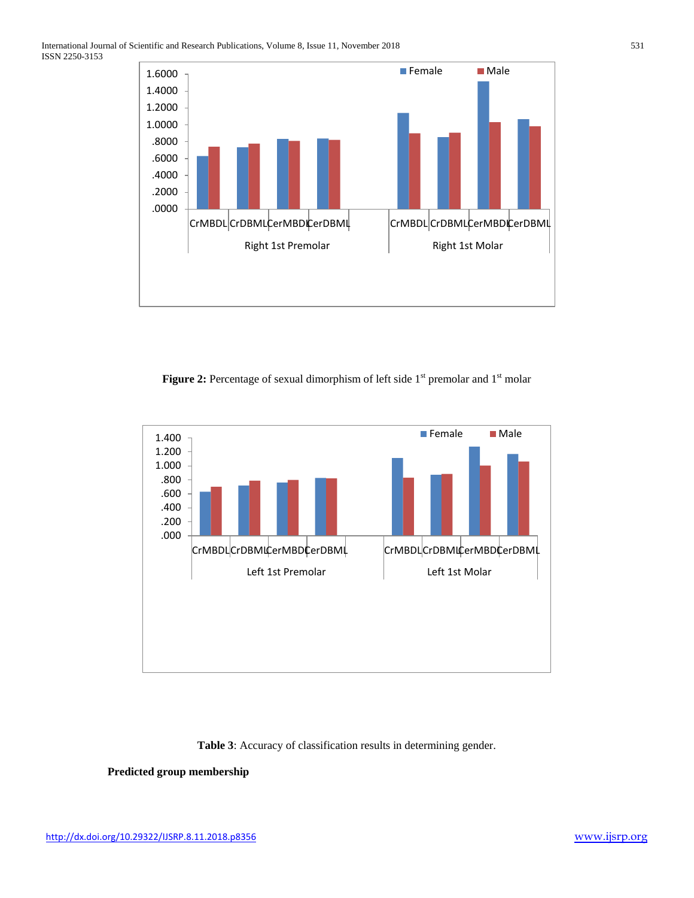**Figure 2:** Percentage of sexual dimorphism of left side 1st premolar and 1st molar

**Table 3**: Accuracy of classification results in determining gender.

**Predicted group membership**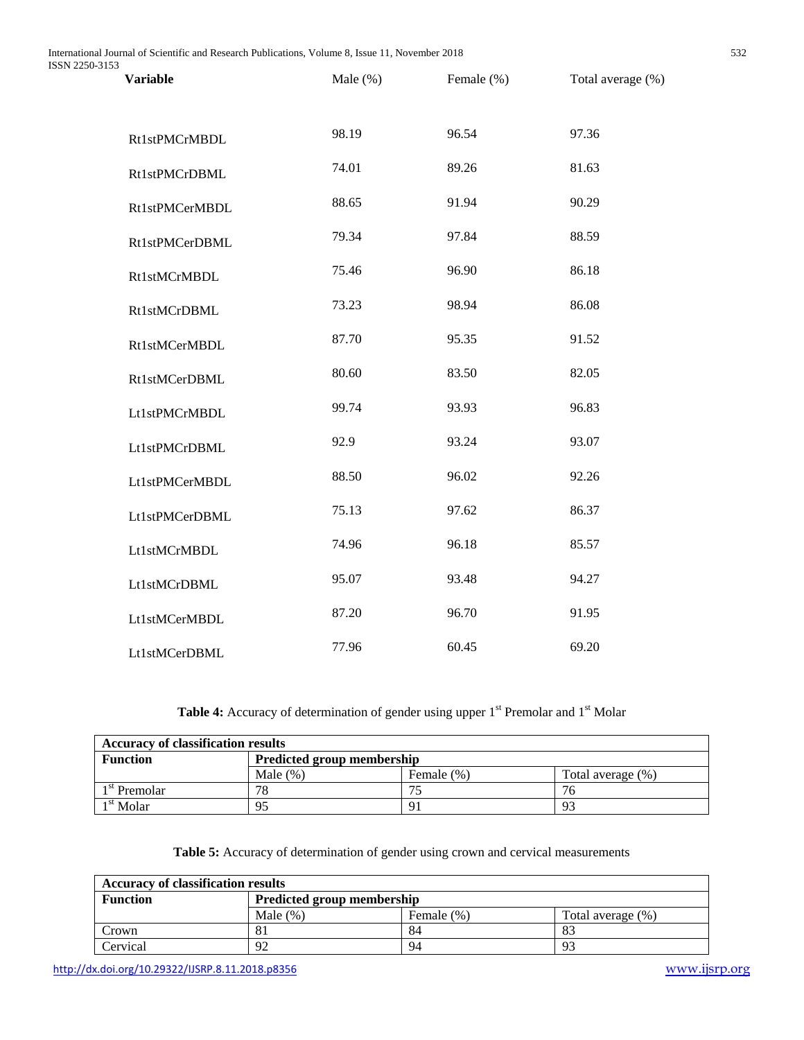| Variable | Male (%) | Female (%) | Total average (%) |
|---|---|---|---|
| Rt1stPMCrMBDL | 98.19 | 96.54 | 97.36 |
| Rt1stPMCrDBML | 74.01 | 89.26 | 81.63 |
| Rt1stPMCerMBDL | 88.65 | 91.94 | 90.29 |
| Rt1stPMCerDBML | 79.34 | 97.84 | 88.59 |
| Rt1stMCrMBDL | 75.46 | 96.90 | 86.18 |
| Rt1stMCrDBML | 73.23 | 98.94 | 86.08 |
| Rt1stMCerMBDL | 87.70 | 95.35 | 91.52 |
| Rt1stMCerDBML | 80.60 | 83.50 | 82.05 |
| Lt1stPMCrMBDL | 99.74 | 93.93 | 96.83 |
| Lt1stPMCrDBML | 92.9 | 93.24 | 93.07 |
| Lt1stPMCerMBDL | 88.50 | 96.02 | 92.26 |
| Lt1stPMCerDBML | 75.13 | 97.62 | 86.37 |
| Lt1stMCrMBDL | 74.96 | 96.18 | 85.57 |
| Lt1stMCrDBML | 95.07 | 93.48 | 94.27 |
| Lt1stMCerMBDL | 87.20 | 96.70 | 91.95 |
| Lt1stMCerDBML | 77.96 | 60.45 | 69.20 |

**Table 4:** Accuracy of determination of gender using upper 1st Premolar and 1st Molar

| **Accuracy of classification results** | | | |
|---|---|---|---|
| **Function** | **Predicted group membership** | | |
| | Male (%) | Female (%) | Total average (%) |
| 1st Premolar | 78 | 75 | 76 |
| 1st Molar | 95 | 91 | 93 |

**Table 5:** Accuracy of determination of gender using crown and cervical measurements

| **Accuracy of classification results** | | | |
|---|---|---|---|
| **Function** | **Predicted group membership** | | |
| | Male (%) | Female (%) | Total average (%) |
| Crown | 81 | 84 | 83 |
| Cervical | 92 | 94 | 93 |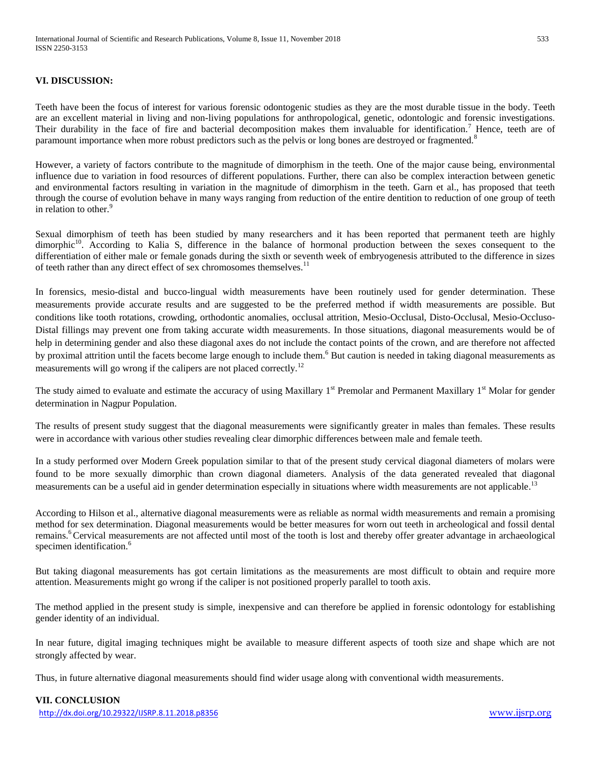## VI. DISCUSSION:

Teeth have been the focus of interest for various forensic odontogenic studies as they are the most durable tissue in the body. Teeth are an excellent material in living and non-living populations for anthropological, genetic, odontologic and forensic investigations. Their durability in the face of fire and bacterial decomposition makes them invaluable for identification.[7] Hence, teeth are of paramount importance when more robust predictors such as the pelvis or long bones are destroyed or fragmented.[8]

However, a variety of factors contribute to the magnitude of dimorphism in the teeth. One of the major cause being, environmental influence due to variation in food resources of different populations. Further, there can also be complex interaction between genetic and environmental factors resulting in variation in the magnitude of dimorphism in the teeth. Garn et al., has proposed that teeth through the course of evolution behave in many ways ranging from reduction of the entire dentition to reduction of one group of teeth in relation to other.[9]

Sexual dimorphism of teeth has been studied by many researchers and it has been reported that permanent teeth are highly dimorphic[10]. According to Kalia S, difference in the balance of hormonal production between the sexes consequent to the differentiation of either male or female gonads during the sixth or seventh week of embryogenesis attributed to the difference in sizes of teeth rather than any direct effect of sex chromosomes themselves.[11]

In forensics, mesio-distal and bucco-lingual width measurements have been routinely used for gender determination. These measurements provide accurate results and are suggested to be the preferred method if width measurements are possible. But conditions like tooth rotations, crowding, orthodontic anomalies, occlusal attrition, Mesio-Occlusal, Disto-Occlusal, Mesio-Occluso-Distal fillings may prevent one from taking accurate width measurements. In those situations, diagonal measurements would be of help in determining gender and also these diagonal axes do not include the contact points of the crown, and are therefore not affected by proximal attrition until the facets become large enough to include them.[6] But caution is needed in taking diagonal measurements as measurements will go wrong if the calipers are not placed correctly.[12]

The study aimed to evaluate and estimate the accuracy of using Maxillary 1st Premolar and Permanent Maxillary 1st Molar for gender determination in Nagpur Population.

The results of present study suggest that the diagonal measurements were significantly greater in males than females. These results were in accordance with various other studies revealing clear dimorphic differences between male and female teeth.

In a study performed over Modern Greek population similar to that of the present study cervical diagonal diameters of molars were found to be more sexually dimorphic than crown diagonal diameters. Analysis of the data generated revealed that diagonal measurements can be a useful aid in gender determination especially in situations where width measurements are not applicable.[13]

According to Hilson et al., alternative diagonal measurements were as reliable as normal width measurements and remain a promising method for sex determination. Diagonal measurements would be better measures for worn out teeth in archeological and fossil dental remains.[6] Cervical measurements are not affected until most of the tooth is lost and thereby offer greater advantage in archaeological specimen identification.[6]

But taking diagonal measurements has got certain limitations as the measurements are most difficult to obtain and require more attention. Measurements might go wrong if the caliper is not positioned properly parallel to tooth axis.

The method applied in the present study is simple, inexpensive and can therefore be applied in forensic odontology for establishing gender identity of an individual.

In near future, digital imaging techniques might be available to measure different aspects of tooth size and shape which are not strongly affected by wear.

Thus, in future alternative diagonal measurements should find wider usage along with conventional width measurements.

## VII. CONCLUSION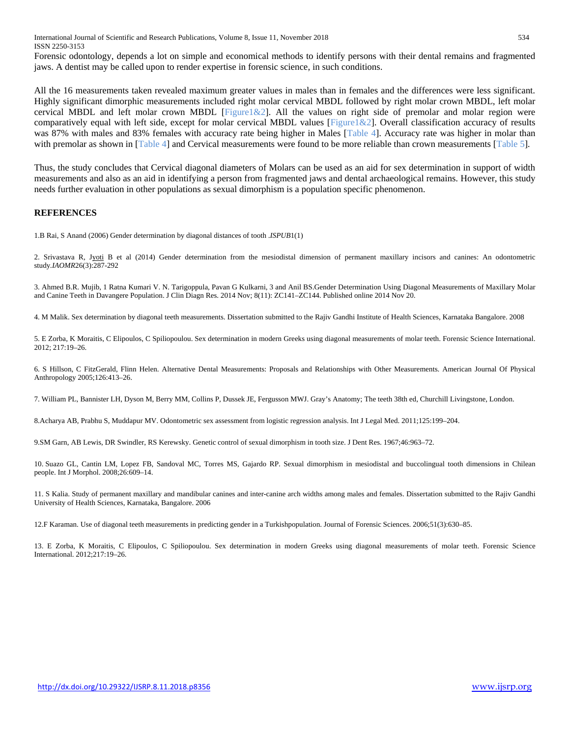Forensic odontology, depends a lot on simple and economical methods to identify persons with their dental remains and fragmented jaws. A dentist may be called upon to render expertise in forensic science, in such conditions.

All the 16 measurements taken revealed maximum greater values in males than in females and the differences were less significant. Highly significant dimorphic measurements included right molar cervical MBDL followed by right molar crown MBDL, left molar cervical MBDL and left molar crown MBDL [Figure1&2]. All the values on right side of premolar and molar region were comparatively equal with left side, except for molar cervical MBDL values [Figure1&2]. Overall classification accuracy of results was 87% with males and 83% females with accuracy rate being higher in Males [Table 4]. Accuracy rate was higher in molar than with premolar as shown in [Table 4] and Cervical measurements were found to be more reliable than crown measurements [Table 5].

Thus, the study concludes that Cervical diagonal diameters of Molars can be used as an aid for sex determination in support of width measurements and also as an aid in identifying a person from fragmented jaws and dental archaeological remains. However, this study needs further evaluation in other populations as sexual dimorphism is a population specific phenomenon.

## REFERENCES

1.B Rai, S Anand (2006) Gender determination by diagonal distances of tooth .*ISPUB*1(1)

2. Srivastava R, Jyoti B et al (2014) Gender determination from the mesiodistal dimension of permanent maxillary incisors and canines: An odontometric study.*IAOMR*26(3):287-292

3. Ahmed B.R. Mujib, 1 Ratna Kumari V. N. Tarigoppula, Pavan G Kulkarni, 3 and Anil BS.Gender Determination Using Diagonal Measurements of Maxillary Molar and Canine Teeth in Davangere Population. J Clin Diagn Res. 2014 Nov; 8(11): ZC141–ZC144. Published online 2014 Nov 20.

4. M Malik. Sex determination by diagonal teeth measurements. Dissertation submitted to the Rajiv Gandhi Institute of Health Sciences, Karnataka Bangalore. 2008

5. E Zorba, K Moraitis, C Elipoulos, C Spiliopoulou. Sex determination in modern Greeks using diagonal measurements of molar teeth. Forensic Science International. 2012; 217:19–26.

6. S Hillson, C FitzGerald, Flinn Helen. Alternative Dental Measurements: Proposals and Relationships with Other Measurements. American Journal Of Physical Anthropology 2005;126:413–26.

7. William PL, Bannister LH, Dyson M, Berry MM, Collins P, Dussek JE, Fergusson MWJ. Gray's Anatomy; The teeth 38th ed, Churchill Livingstone, London.

8.Acharya AB, Prabhu S, Muddapur MV. Odontometric sex assessment from logistic regression analysis. Int J Legal Med. 2011;125:199–204.

9.SM Garn, AB Lewis, DR Swindler, RS Kerewsky. Genetic control of sexual dimorphism in tooth size. J Dent Res. 1967;46:963–72.

10. Suazo GL, Cantin LM, Lopez FB, Sandoval MC, Torres MS, Gajardo RP. Sexual dimorphism in mesiodistal and buccolingual tooth dimensions in Chilean people. Int J Morphol. 2008;26:609–14.

11. S Kalia. Study of permanent maxillary and mandibular canines and inter-canine arch widths among males and females. Dissertation submitted to the Rajiv Gandhi University of Health Sciences, Karnataka, Bangalore. 2006

12.F Karaman. Use of diagonal teeth measurements in predicting gender in a Turkishpopulation. Journal of Forensic Sciences. 2006;51(3):630–85.

13. E Zorba, K Moraitis, C Elipoulos, C Spiliopoulou. Sex determination in modern Greeks using diagonal measurements of molar teeth. Forensic Science International. 2012;217:19–26.